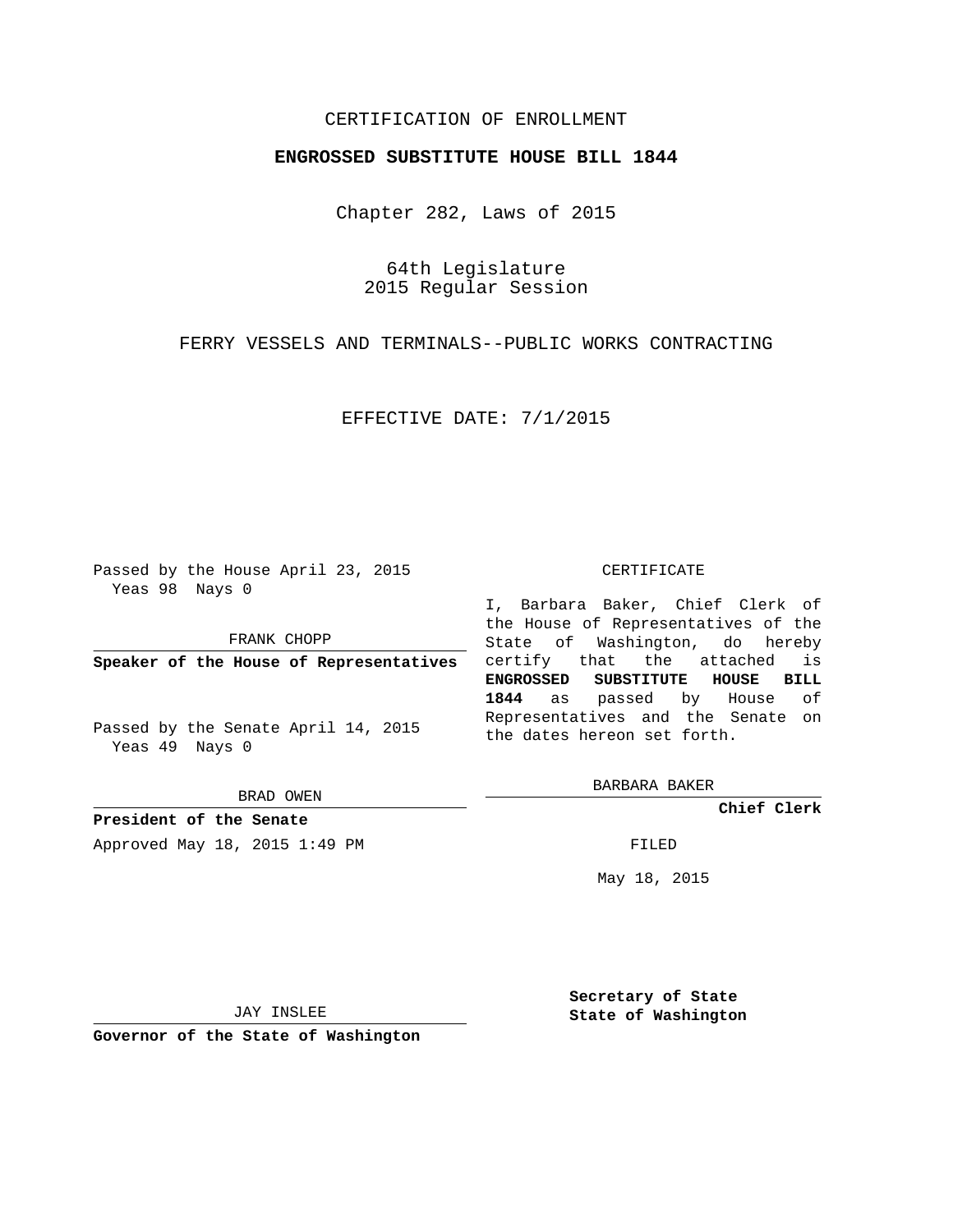CERTIFICATION OF ENROLLMENT

**ENGROSSED SUBSTITUTE HOUSE BILL 1844**

Chapter 282, Laws of 2015

64th Legislature
2015 Regular Session

FERRY VESSELS AND TERMINALS--PUBLIC WORKS CONTRACTING

EFFECTIVE DATE: 7/1/2015

Passed by the House April 23, 2015
Yeas 98 Nays 0

FRANK CHOPP

**Speaker of the House of Representatives**

Passed by the Senate April 14, 2015
Yeas 49 Nays 0

BRAD OWEN

**President of the Senate**

Approved May 18, 2015 1:49 PM

JAY INSLEE

**Governor of the State of Washington**

CERTIFICATE

I, Barbara Baker, Chief Clerk of the House of Representatives of the State of Washington, do hereby certify that the attached is **ENGROSSED SUBSTITUTE HOUSE BILL 1844** as passed by House of Representatives and the Senate on the dates hereon set forth.

BARBARA BAKER

**Chief Clerk**

FILED

May 18, 2015

**Secretary of State**
**State of Washington**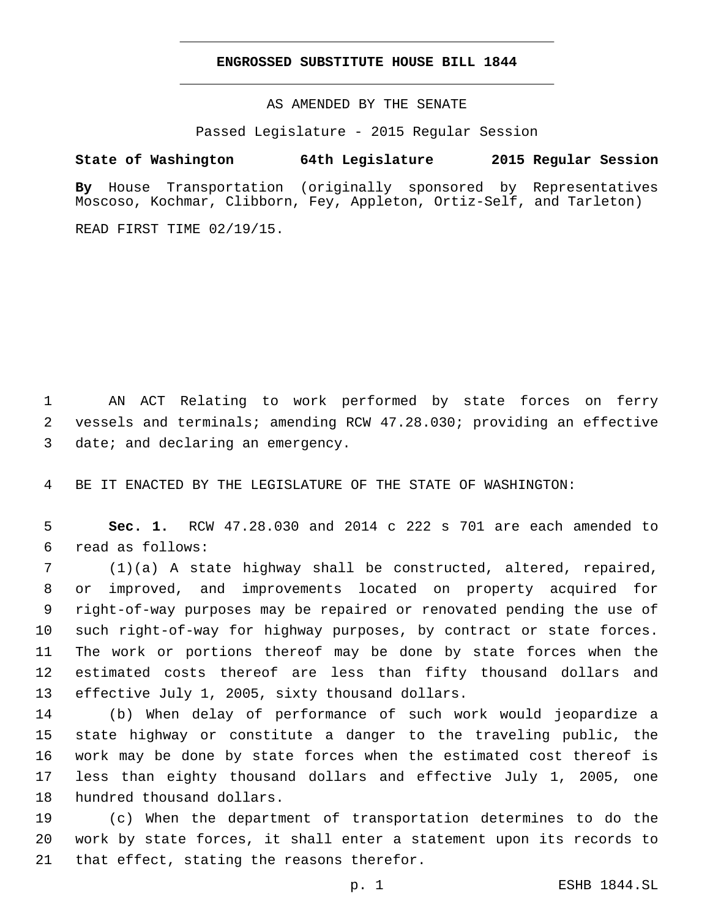# ENGROSSED SUBSTITUTE HOUSE BILL 1844

AS AMENDED BY THE SENATE

Passed Legislature - 2015 Regular Session

**State of Washington 64th Legislature 2015 Regular Session**

**By** House Transportation (originally sponsored by Representatives Moscoso, Kochmar, Clibborn, Fey, Appleton, Ortiz-Self, and Tarleton)

READ FIRST TIME 02/19/15.

AN ACT Relating to work performed by state forces on ferry vessels and terminals; amending RCW 47.28.030; providing an effective date; and declaring an emergency.

BE IT ENACTED BY THE LEGISLATURE OF THE STATE OF WASHINGTON:

**Sec. 1.** RCW 47.28.030 and 2014 c 222 s 701 are each amended to read as follows:

(1)(a) A state highway shall be constructed, altered, repaired, or improved, and improvements located on property acquired for right-of-way purposes may be repaired or renovated pending the use of such right-of-way for highway purposes, by contract or state forces. The work or portions thereof may be done by state forces when the estimated costs thereof are less than fifty thousand dollars and effective July 1, 2005, sixty thousand dollars.

(b) When delay of performance of such work would jeopardize a state highway or constitute a danger to the traveling public, the work may be done by state forces when the estimated cost thereof is less than eighty thousand dollars and effective July 1, 2005, one hundred thousand dollars.

(c) When the department of transportation determines to do the work by state forces, it shall enter a statement upon its records to that effect, stating the reasons therefor.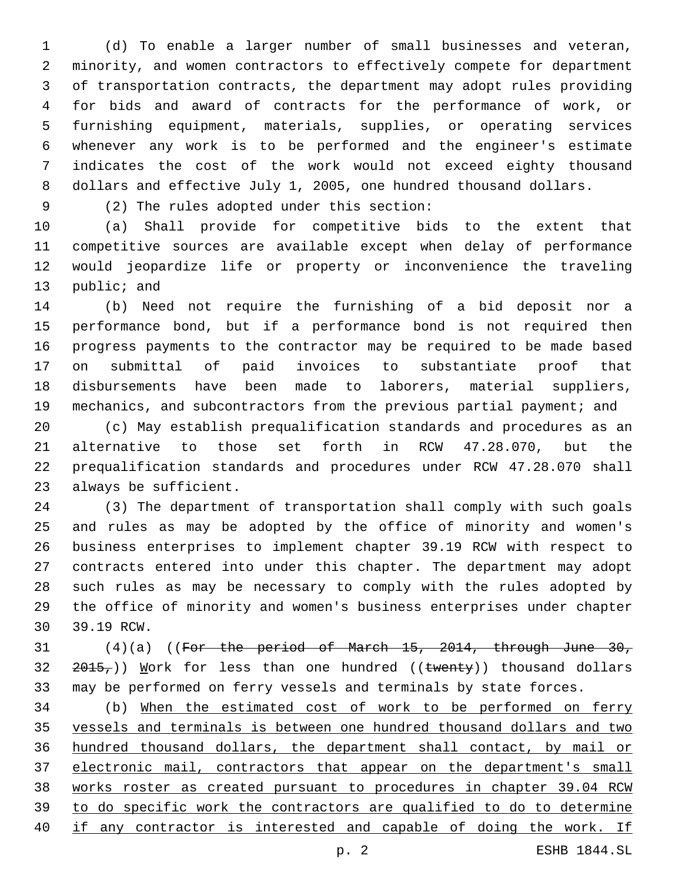(d) To enable a larger number of small businesses and veteran, minority, and women contractors to effectively compete for department of transportation contracts, the department may adopt rules providing for bids and award of contracts for the performance of work, or furnishing equipment, materials, supplies, or operating services whenever any work is to be performed and the engineer's estimate indicates the cost of the work would not exceed eighty thousand dollars and effective July 1, 2005, one hundred thousand dollars.

(2) The rules adopted under this section:

(a) Shall provide for competitive bids to the extent that competitive sources are available except when delay of performance would jeopardize life or property or inconvenience the traveling public; and

(b) Need not require the furnishing of a bid deposit nor a performance bond, but if a performance bond is not required then progress payments to the contractor may be required to be made based on submittal of paid invoices to substantiate proof that disbursements have been made to laborers, material suppliers, mechanics, and subcontractors from the previous partial payment; and

(c) May establish prequalification standards and procedures as an alternative to those set forth in RCW 47.28.070, but the prequalification standards and procedures under RCW 47.28.070 shall always be sufficient.

(3) The department of transportation shall comply with such goals and rules as may be adopted by the office of minority and women's business enterprises to implement chapter 39.19 RCW with respect to contracts entered into under this chapter. The department may adopt such rules as may be necessary to comply with the rules adopted by the office of minority and women's business enterprises under chapter 39.19 RCW.

(4)(a) ((~~For the period of March 15, 2014, through June 30, 2015,~~)) Work for less than one hundred ((~~twenty~~)) thousand dollars may be performed on ferry vessels and terminals by state forces.

(b) When the estimated cost of work to be performed on ferry vessels and terminals is between one hundred thousand dollars and two hundred thousand dollars, the department shall contact, by mail or electronic mail, contractors that appear on the department's small works roster as created pursuant to procedures in chapter 39.04 RCW to do specific work the contractors are qualified to do to determine if any contractor is interested and capable of doing the work. If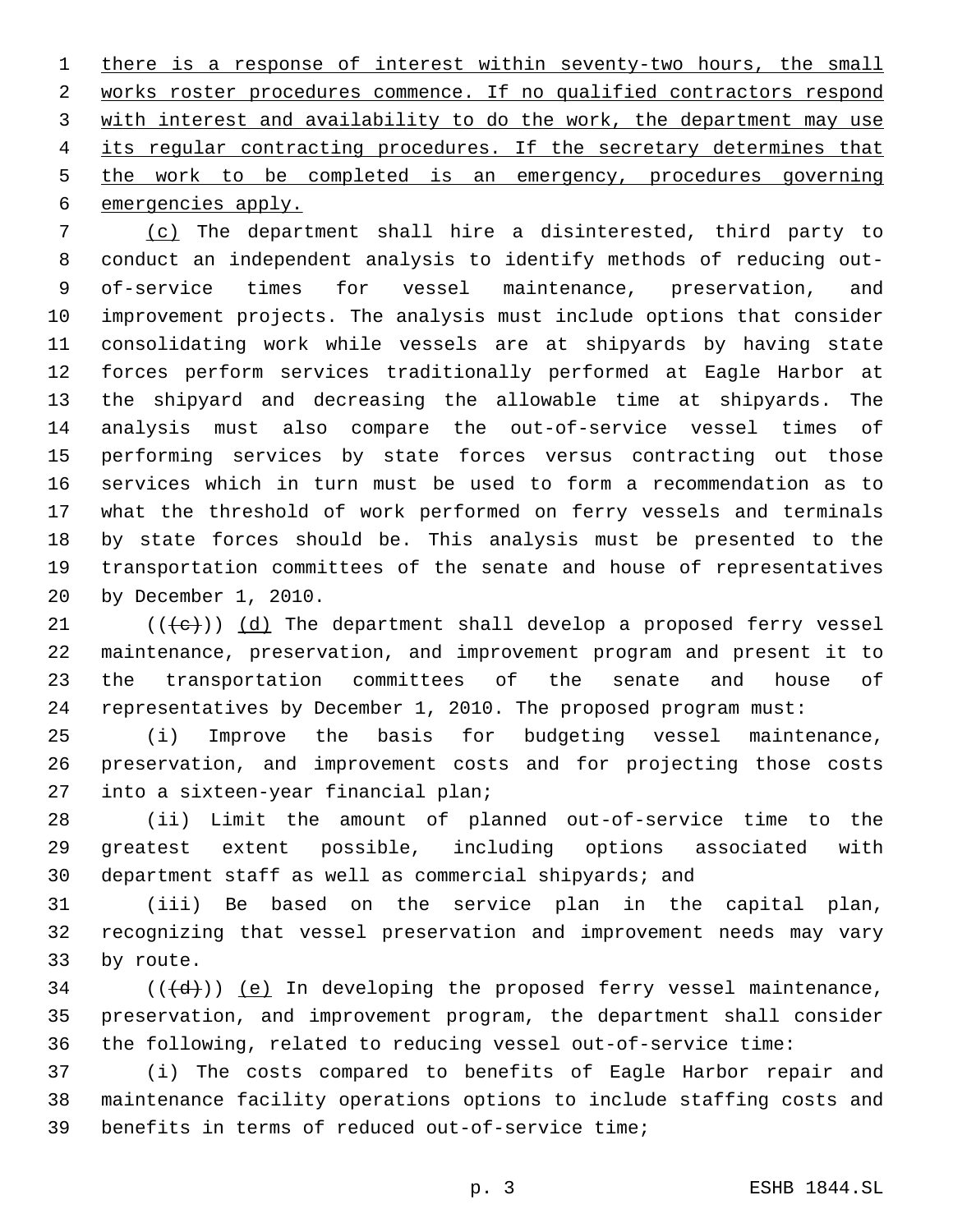there is a response of interest within seventy-two hours, the small works roster procedures commence. If no qualified contractors respond with interest and availability to do the work, the department may use its regular contracting procedures. If the secretary determines that the work to be completed is an emergency, procedures governing emergencies apply.

(c) The department shall hire a disinterested, third party to conduct an independent analysis to identify methods of reducing out-of-service times for vessel maintenance, preservation, and improvement projects. The analysis must include options that consider consolidating work while vessels are at shipyards by having state forces perform services traditionally performed at Eagle Harbor at the shipyard and decreasing the allowable time at shipyards. The analysis must also compare the out-of-service vessel times of performing services by state forces versus contracting out those services which in turn must be used to form a recommendation as to what the threshold of work performed on ferry vessels and terminals by state forces should be. This analysis must be presented to the transportation committees of the senate and house of representatives by December 1, 2010.

(((c))) (d) The department shall develop a proposed ferry vessel maintenance, preservation, and improvement program and present it to the transportation committees of the senate and house of representatives by December 1, 2010. The proposed program must:

(i) Improve the basis for budgeting vessel maintenance, preservation, and improvement costs and for projecting those costs into a sixteen-year financial plan;

(ii) Limit the amount of planned out-of-service time to the greatest extent possible, including options associated with department staff as well as commercial shipyards; and

(iii) Be based on the service plan in the capital plan, recognizing that vessel preservation and improvement needs may vary by route.

(((d))) (e) In developing the proposed ferry vessel maintenance, preservation, and improvement program, the department shall consider the following, related to reducing vessel out-of-service time:

(i) The costs compared to benefits of Eagle Harbor repair and maintenance facility operations options to include staffing costs and benefits in terms of reduced out-of-service time;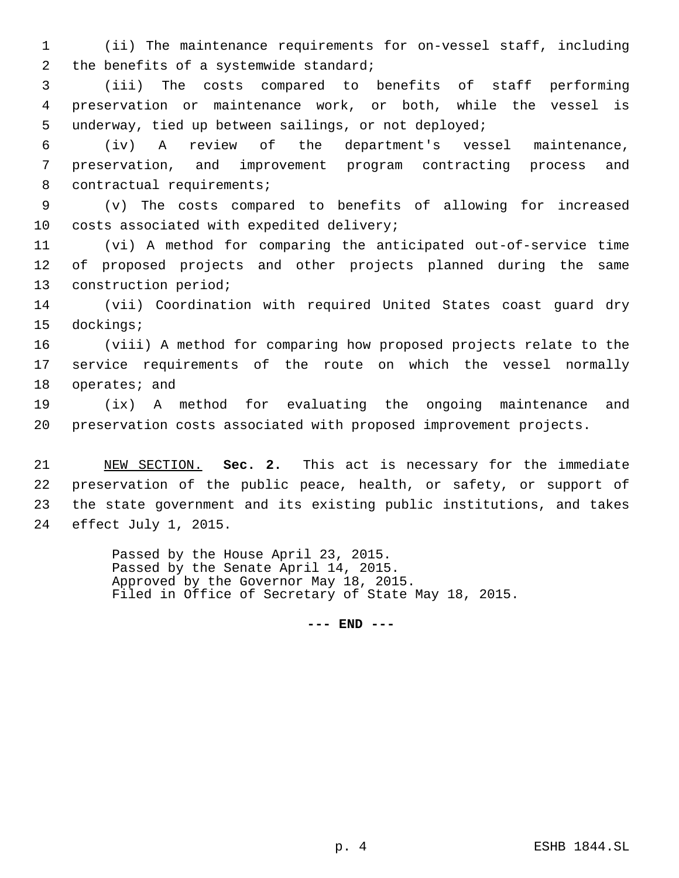(ii) The maintenance requirements for on-vessel staff, including the benefits of a systemwide standard;

(iii) The costs compared to benefits of staff performing preservation or maintenance work, or both, while the vessel is underway, tied up between sailings, or not deployed;

(iv) A review of the department's vessel maintenance, preservation, and improvement program contracting process and contractual requirements;

(v) The costs compared to benefits of allowing for increased costs associated with expedited delivery;

(vi) A method for comparing the anticipated out-of-service time of proposed projects and other projects planned during the same construction period;

(vii) Coordination with required United States coast guard dry dockings;

(viii) A method for comparing how proposed projects relate to the service requirements of the route on which the vessel normally operates; and

(ix) A method for evaluating the ongoing maintenance and preservation costs associated with proposed improvement projects.

NEW SECTION. **Sec. 2.** This act is necessary for the immediate preservation of the public peace, health, or safety, or support of the state government and its existing public institutions, and takes effect July 1, 2015.

Passed by the House April 23, 2015.
Passed by the Senate April 14, 2015.
Approved by the Governor May 18, 2015.
Filed in Office of Secretary of State May 18, 2015.

**--- END ---**